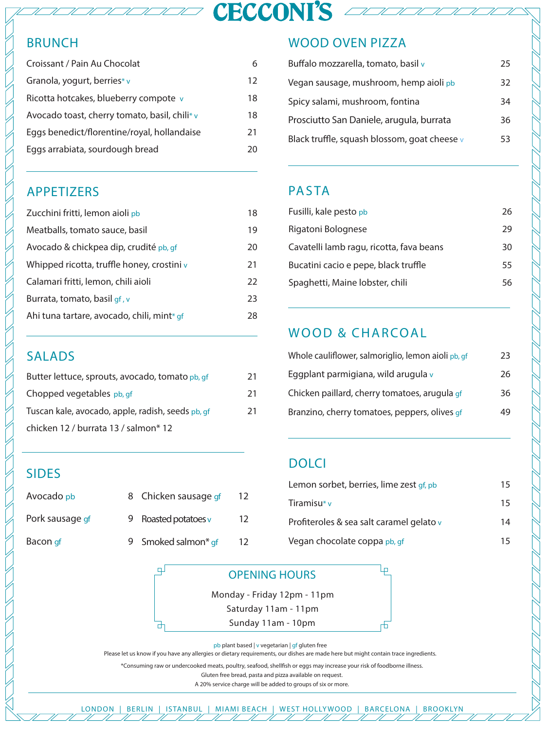# CECCONI'S

## BRUNCH

| Item | Price |
|---|---|
| Croissant / Pain Au Chocolat | 6 |
| Granola, yogurt, berries* v | 12 |
| Ricotta hotcakes, blueberry compote v | 18 |
| Avocado toast, cherry tomato, basil, chili* v | 18 |
| Eggs benedict/florentine/royal, hollandaise | 21 |
| Eggs arrabiata, sourdough bread | 20 |

## APPETIZERS

| Item | Price |
|---|---|
| Zucchini fritti, lemon aioli pb | 18 |
| Meatballs, tomato sauce, basil | 19 |
| Avocado & chickpea dip, crudité pb, gf | 20 |
| Whipped ricotta, truffle honey, crostini v | 21 |
| Calamari fritti, lemon, chili aioli | 22 |
| Burrata, tomato, basil gf, v | 23 |
| Ahi tuna tartare, avocado, chili, mint* gf | 28 |

## SALADS

| Item | Price |
|---|---|
| Butter lettuce, sprouts, avocado, tomato pb, gf | 21 |
| Chopped vegetables pb, gf | 21 |
| Tuscan kale, avocado, apple, radish, seeds pb, gf | 21 |

chicken 12 / burrata 13 / salmon* 12

## SIDES

| Item | Price | Item | Price |
|---|---|---|---|
| Avocado pb | 8 | Chicken sausage gf | 12 |
| Pork sausage gf | 9 | Roasted potatoes v | 12 |
| Bacon gf | 9 | Smoked salmon* gf | 12 |

## WOOD OVEN PIZZA

| Item | Price |
|---|---|
| Buffalo mozzarella, tomato, basil v | 25 |
| Vegan sausage, mushroom, hemp aioli pb | 32 |
| Spicy salami, mushroom, fontina | 34 |
| Prosciutto San Daniele, arugula, burrata | 36 |
| Black truffle, squash blossom, goat cheese v | 53 |

## PASTA

| Item | Price |
|---|---|
| Fusilli, kale pesto pb | 26 |
| Rigatoni Bolognese | 29 |
| Cavatelli lamb ragu, ricotta, fava beans | 30 |
| Bucatini cacio e pepe, black truffle | 55 |
| Spaghetti, Maine lobster, chili | 56 |

## WOOD & CHARCOAL

| Item | Price |
|---|---|
| Whole cauliflower, salmoriglio, lemon aioli pb, gf | 23 |
| Eggplant parmigiana, wild arugula v | 26 |
| Chicken paillard, cherry tomatoes, arugula gf | 36 |
| Branzino, cherry tomatoes, peppers, olives gf | 49 |

## DOLCI

| Item | Price |
|---|---|
| Lemon sorbet, berries, lime zest gf, pb | 15 |
| Tiramisu* v | 15 |
| Profiteroles & sea salt caramel gelato v | 14 |
| Vegan chocolate coppa pb, gf | 15 |

## OPENING HOURS

Monday - Friday 12pm - 11pm

Saturday 11am - 11pm

Sunday 11am - 10pm

pb plant based | v vegetarian | gf gluten free

Please let us know if you have any allergies or dietary requirements, our dishes are made here but might contain trace ingredients.

*Consuming raw or undercooked meats, poultry, seafood, shellfish or eggs may increase your risk of foodborne illness.

Gluten free bread, pasta and pizza available on request.

A 20% service charge will be added to groups of six or more.

LONDON | BERLIN | ISTANBUL | MIAMI BEACH | WEST HOLLYWOOD | BARCELONA | BROOKLYN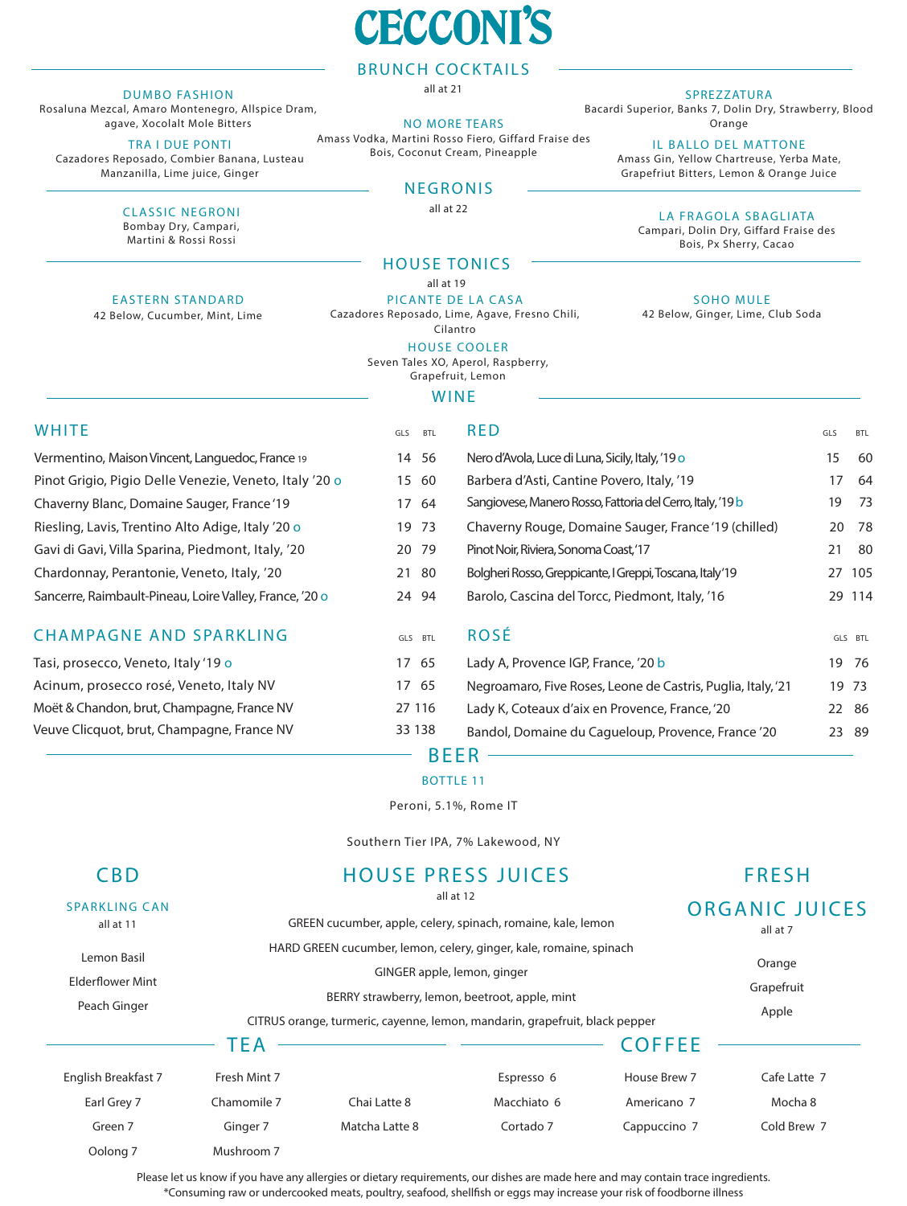# CECCONI'S

## BRUNCH COCKTAILS

all at 21

### DUMBO FASHION
Rosaluna Mezcal, Amaro Montenegro, Allspice Dram, agave, Xocolalt Mole Bitters

### TRA I DUE PONTI
Cazadores Reposado, Combier Banana, Lusteau Manzanilla, Lime juice, Ginger

### NO MORE TEARS
Amass Vodka, Martini Rosso Fiero, Giffard Fraise des Bois, Coconut Cream, Pineapple

### SPREZZATURA
Bacardi Superior, Banks 7, Dolin Dry, Strawberry, Blood Orange

### IL BALLO DEL MATTONE
Amass Gin, Yellow Chartreuse, Yerba Mate, Grapefriut Bitters, Lemon & Orange Juice

## NEGRONIS

all at 22

### CLASSIC NEGRONI
Bombay Dry, Campari, Martini & Rossi Rossi

### LA FRAGOLA SBAGLIATA
Campari, Dolin Dry, Giffard Fraise des Bois, Px Sherry, Cacao

## HOUSE TONICS

all at 19

### EASTERN STANDARD
42 Below, Cucumber, Mint, Lime

### PICANTE DE LA CASA
Cazadores Reposado, Lime, Agave, Fresno Chili, Cilantro

### HOUSE COOLER
Seven Tales XO, Aperol, Raspberry, Grapefruit, Lemon

### SOHO MULE
42 Below, Ginger, Lime, Club Soda

## WINE

### WHITE

| | GLS | BTL |
|---|---|---|
| Vermentino, Maison Vincent, Languedoc, France 19 | 14 | 56 |
| Pinot Grigio, Pigio Delle Venezie, Veneto, Italy '20 o | 15 | 60 |
| Chaverny Blanc, Domaine Sauger, France '19 | 17 | 64 |
| Riesling, Lavis, Trentino Alto Adige, Italy '20 o | 19 | 73 |
| Gavi di Gavi, Villa Sparina, Piedmont, Italy, '20 | 20 | 79 |
| Chardonnay, Perantonie, Veneto, Italy, '20 | 21 | 80 |
| Sancerre, Raimbault-Pineau, Loire Valley, France, '20 o | 24 | 94 |

### CHAMPAGNE AND SPARKLING

| | GLS | BTL |
|---|---|---|
| Tasi, prosecco, Veneto, Italy '19 o | 17 | 65 |
| Acinum, prosecco rosé, Veneto, Italy NV | 17 | 65 |
| Moët & Chandon, brut, Champagne, France NV | 27 | 116 |
| Veuve Clicquot, brut, Champagne, France NV | 33 | 138 |

### RED

| | GLS | BTL |
|---|---|---|
| Nero d'Avola, Luce di Luna, Sicily, Italy, '19 o | 15 | 60 |
| Barbera d'Asti, Cantine Povero, Italy, '19 | 17 | 64 |
| Sangiovese, Manero Rosso, Fattoria del Cerro, Italy, '19 b | 19 | 73 |
| Chaverny Rouge, Domaine Sauger, France '19 (chilled) | 20 | 78 |
| Pinot Noir, Riviera, Sonoma Coast, '17 | 21 | 80 |
| Bolgheri Rosso, Greppicante, I Greppi, Toscana, Italy '19 | 27 | 105 |
| Barolo, Cascina del Torcc, Piedmont, Italy, '16 | 29 | 114 |

### ROSÉ

| | GLS | BTL |
|---|---|---|
| Lady A, Provence IGP, France, '20 b | 19 | 76 |
| Negroamaro, Five Roses, Leone de Castris, Puglia, Italy, '21 | 19 | 73 |
| Lady K, Coteaux d'aix en Provence, France, '20 | 22 | 86 |
| Bandol, Domaine du Cagueloup, Provence, France '20 | 23 | 89 |

## BEER

BOTTLE 11

Peroni, 5.1%, Rome IT

Southern Tier IPA, 7% Lakewood, NY

## CBD

### SPARKLING CAN

all at 11

Lemon Basil

Elderflower Mint

Peach Ginger

## HOUSE PRESS JUICES

all at 12

GREEN cucumber, apple, celery, spinach, romaine, kale, lemon

HARD GREEN cucumber, lemon, celery, ginger, kale, romaine, spinach

GINGER apple, lemon, ginger

BERRY strawberry, lemon, beetroot, apple, mint

CITRUS orange, turmeric, cayenne, lemon, mandarin, grapefruit, black pepper

## FRESH ORGANIC JUICES

all at 7

Orange

Grapefruit

Apple

## TEA

English Breakfast 7

Earl Grey 7

Green 7

Oolong 7

Fresh Mint 7

Chamomile 7

Ginger 7

Mushroom 7

Chai Latte 8

Matcha Latte 8

## COFFEE

Espresso 6

Macchiato 6

Cortado 7

House Brew 7

Americano 7

Cappuccino 7

Cafe Latte 7

Mocha 8

Cold Brew 7

Please let us know if you have any allergies or dietary requirements, our dishes are made here and may contain trace ingredients.
*Consuming raw or undercooked meats, poultry, seafood, shellfish or eggs may increase your risk of foodborne illness